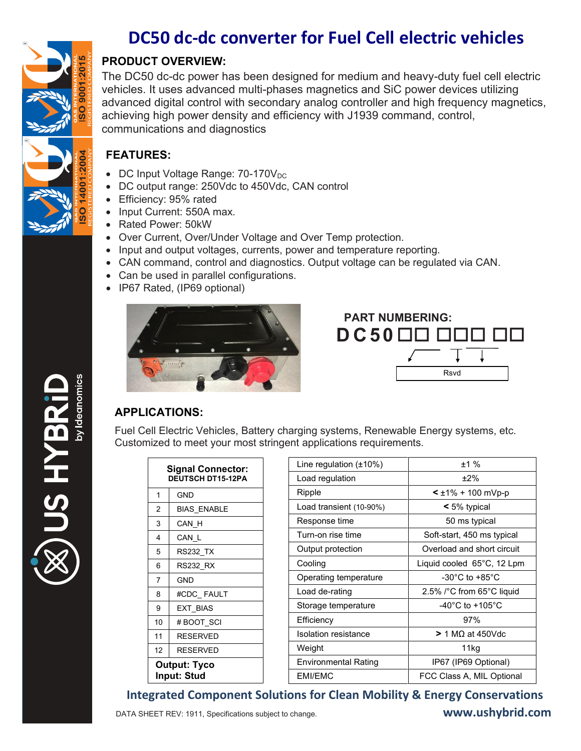# DC50 dc-dc converter for Fuel Cell electric vehicles

## PRODUCT OVERVIEW:

The DC50 dc-dc power has been designed for medium and heavy-duty fuel cell electric vehicles. It uses advanced multi-phases magnetics and SiC power devices utilizing advanced digital control with secondary analog controller and high frequency magnetics, achieving high power density and efficiency with J1939 command, control, communications and diagnostics

## FEATURES:

- DC Input Voltage Range: 70-170$V_{DC}$
- DC output range: 250Vdc to 450Vdc, CAN control
- Efficiency: 95% rated
- Input Current: 550A max.
- Rated Power: 50kW
- Over Current, Over/Under Voltage and Over Temp protection.
- Input and output voltages, currents, power and temperature reporting.
- CAN command, control and diagnostics. Output voltage can be regulated via CAN.
- Can be used in parallel configurations.
- IP67 Rated, (IP69 optional)

## PART NUMBERING:

DC50 □□ □□□ □□

Rsvd

## APPLICATIONS:

Fuel Cell Electric Vehicles, Battery charging systems, Renewable Energy systems, etc. Customized to meet your most stringent applications requirements.

| Signal Connector: DEUTSCH DT15-12PA | |
|---|---|
| 1 | GND |
| 2 | BIAS_ENABLE |
| 3 | CAN_H |
| 4 | CAN_L |
| 5 | RS232_TX |
| 6 | RS232_RX |
| 7 | GND |
| 8 | #CDC_ FAULT |
| 9 | EXT_BIAS |
| 10 | # BOOT_SCI |
| 11 | RESERVED |
| 12 | RESERVED |
| **Output: Tyco** **Input: Stud** | |

| Line regulation (±10%) | ±1 % |
|---|---|
| Load regulation | ±2% |
| Ripple | < ±1% + 100 mVp-p |
| Load transient (10-90%) | < 5% typical |
| Response time | 50 ms typical |
| Turn-on rise time | Soft-start, 450 ms typical |
| Output protection | Overload and short circuit |
| Cooling | Liquid cooled 65°C, 12 Lpm |
| Operating temperature | -30°C to +85°C |
| Load de-rating | 2.5% /°C from 65°C liquid |
| Storage temperature | -40°C to +105°C |
| Efficiency | 97% |
| Isolation resistance | > 1 MΩ at 450Vdc |
| Weight | 11kg |
| Environmental Rating | IP67 (IP69 Optional) |
| EMI/EMC | FCC Class A, MIL Optional |

**Integrated Component Solutions for Clean Mobility & Energy Conservations**

DATA SHEET REV: 1911, Specifications subject to change.

www.ushybrid.com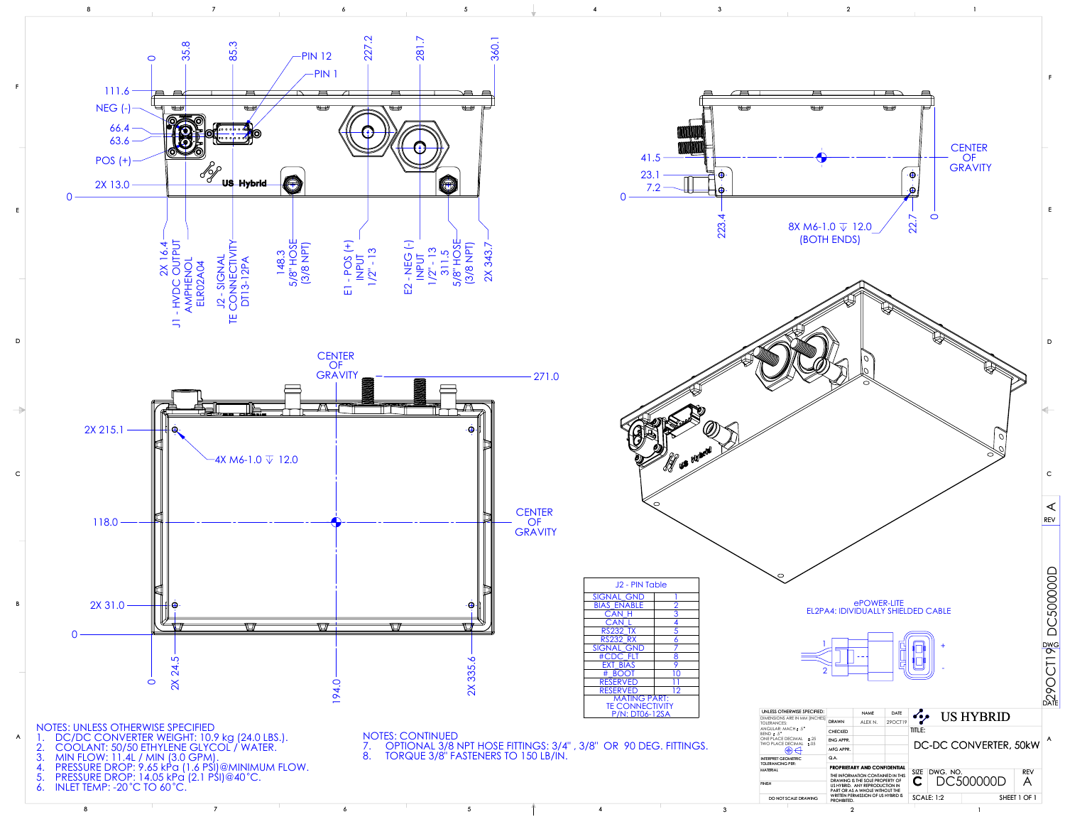NOTES: UNLESS OTHERWISE SPECIFIED

1. DC/DC CONVERTER WEIGHT: 10.9 kg (24.0 LBS.).
2. COOLANT: 50/50 ETHYLENE GLYCOL / WATER.
3. MIN FLOW: 11.4L / MIN (3.0 GPM).
4. PRESSURE DROP: 9.65 kPa (1.6 PSI)@MINIMUM FLOW.
5. PRESSURE DROP: 14.05 kPa (2.1 PSI)@40°C.
6. INLET TEMP: -20°C TO 60°C.

NOTES: CONTINUED

7. OPTIONAL 3/8 NPT HOSE FITTINGS: 3/4" , 3/8" OR 90 DEG. FITTINGS.
8. TORQUE 3/8" FASTENERS TO 150 LB/IN.

J1 - HVDC OUTPUT AMPHENOL ELR02A04

J2 - SIGNAL TE CONNECTIVITY DT13-12PA

E1 - POS (+) INPUT 1/2" - 13

E2 - NEG (-) INPUT 1/2" - 13

5/8" HOSE (3/8 NPT)

NEG (-)

POS (+)

PIN 12

PIN 1

8X M6-1.0 ⌴ 12.0 (BOTH ENDS)

4X M6-1.0 ⌴ 12.0

CENTER OF GRAVITY

0, 35.8, 85.3, 227.2, 281.7, 360.1, 111.6, 66.4, 63.6, 2X 13.0, 2X 16.4, 148.3, 311.5, 2X 343.7, 41.5, 23.1, 7.2, 223.4, 22.7, 271.0, 2X 215.1, 118.0, 2X 31.0, 2X 24.5, 194.0, 2X 335.6

| J2 - PIN Table | |
|---|---|
| SIGNAL_GND | 1 |
| BIAS_ENABLE | 2 |
| CAN_H | 3 |
| CAN_L | 4 |
| RS232_TX | 5 |
| RS232_RX | 6 |
| SIGNAL_GND | 7 |
| #CDC_FLT | 8 |
| EXT_BIAS | 9 |
| #_BOOT | 10 |
| RESERVED | 11 |
| RESERVED | 12 |
| MATING PART: TE CONNECTIVITY P/N: DT06-12SA | |

ePOWER-LITE
EL2PA4: IDIVIDUALLY SHIELDED CABLE

US HYBRID

TITLE: DC-DC CONVERTER, 50kW

SIZE: C | DWG. NO.: DC500000D | REV: A

SCALE: 1:2 | SHEET 1 OF 1

DRAWN: ALEX N. 29OCT19

PROPRIETARY AND CONFIDENTIAL: THE INFORMATION CONTAINED IN THIS DRAWING IS THE SOLE PROPERTY OF US HYBRID. ANY REPRODUCTION IN PART OR AS A WHOLE WITHOUT THE WRITTEN PERMISSION OF US HYBRID IS PROHIBITED.

DO NOT SCALE DRAWING

REV A | DC500000D | DATE 29OCT19